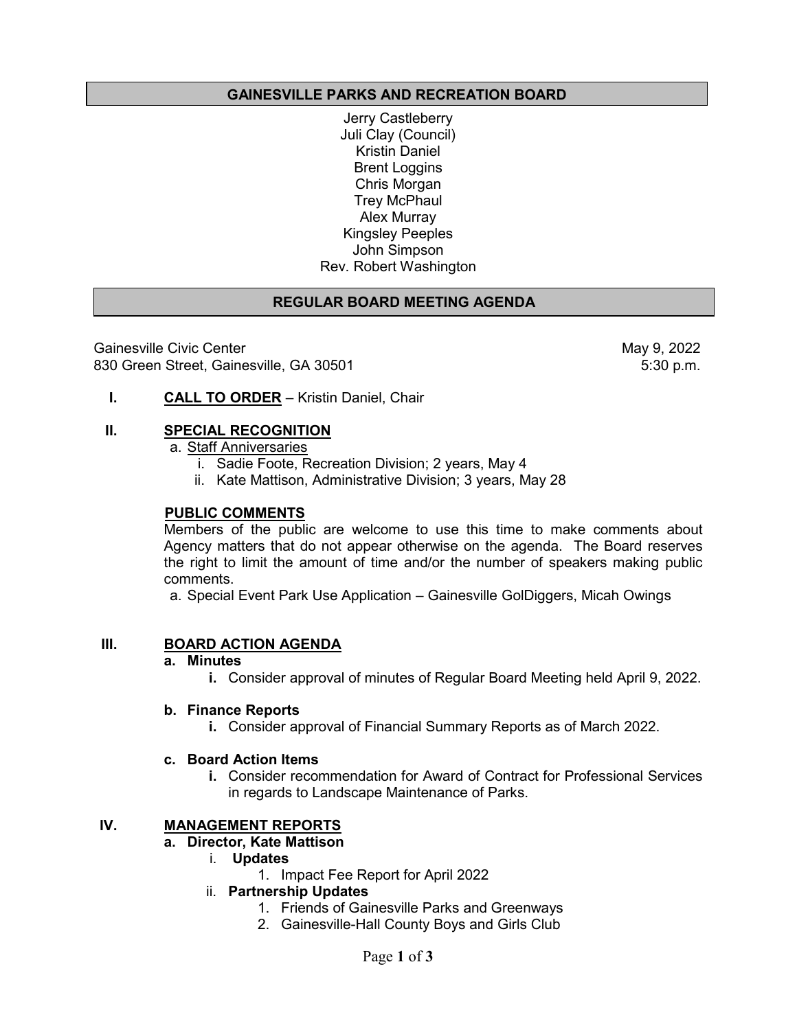## GAINESVILLE PARKS AND RECREATION BOARD

Jerry Castleberry
Juli Clay (Council)
Kristin Daniel
Brent Loggins
Chris Morgan
Trey McPhaul
Alex Murray
Kingsley Peeples
John Simpson
Rev. Robert Washington

## REGULAR BOARD MEETING AGENDA

Gainesville Civic Center
830 Green Street, Gainesville, GA 30501

May 9, 2022
5:30 p.m.

**I. CALL TO ORDER** – Kristin Daniel, Chair

**II. SPECIAL RECOGNITION**

a. Staff Anniversaries
   i. Sadie Foote, Recreation Division; 2 years, May 4
   ii. Kate Mattison, Administrative Division; 3 years, May 28

**PUBLIC COMMENTS**

Members of the public are welcome to use this time to make comments about Agency matters that do not appear otherwise on the agenda. The Board reserves the right to limit the amount of time and/or the number of speakers making public comments.

a. Special Event Park Use Application – Gainesville GolDiggers, Micah Owings

**III. BOARD ACTION AGENDA**

**a. Minutes**
   **i.** Consider approval of minutes of Regular Board Meeting held April 9, 2022.

**b. Finance Reports**
   **i.** Consider approval of Financial Summary Reports as of March 2022.

**c. Board Action Items**
   **i.** Consider recommendation for Award of Contract for Professional Services in regards to Landscape Maintenance of Parks.

**IV. MANAGEMENT REPORTS**

**a. Director, Kate Mattison**
   i. **Updates**
      1. Impact Fee Report for April 2022
   ii. **Partnership Updates**
      1. Friends of Gainesville Parks and Greenways
      2. Gainesville-Hall County Boys and Girls Club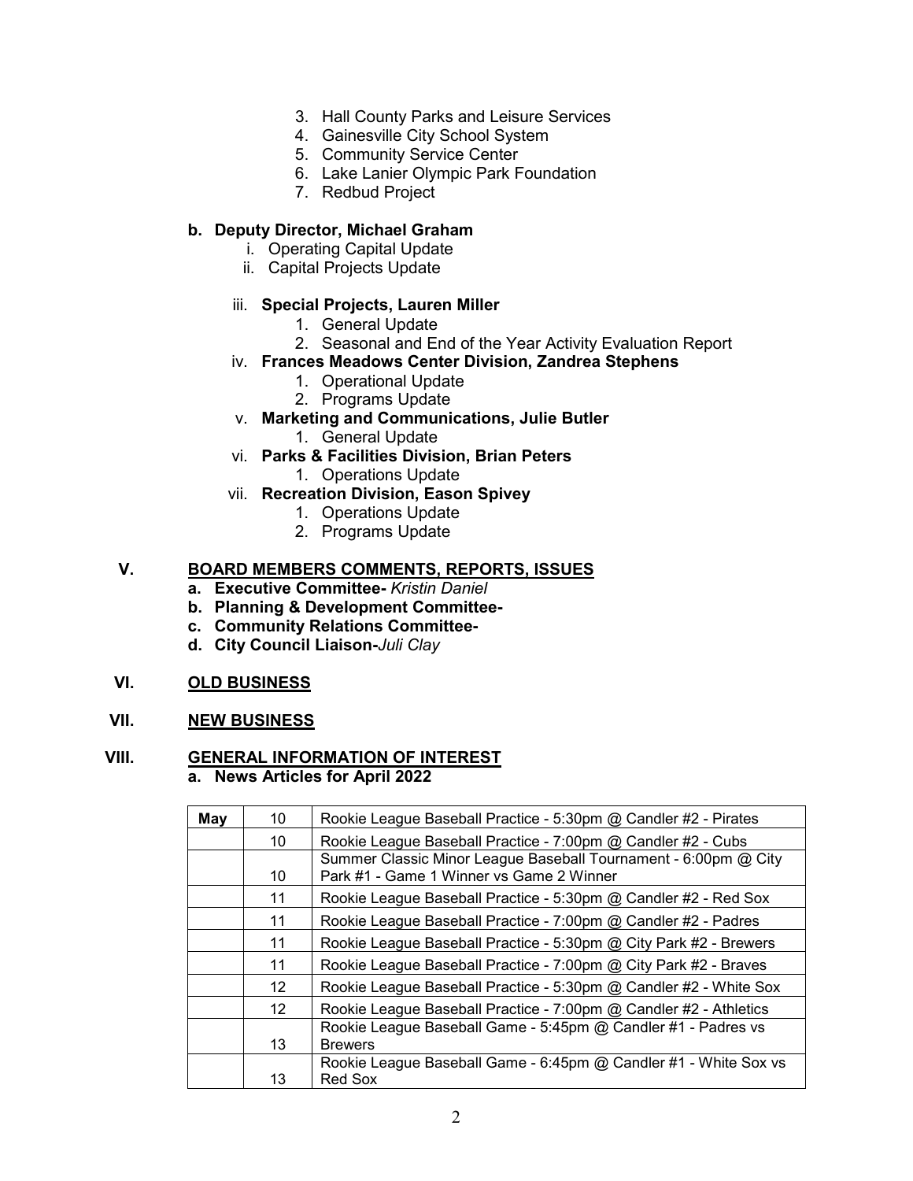3. Hall County Parks and Leisure Services
4. Gainesville City School System
5. Community Service Center
6. Lake Lanier Olympic Park Foundation
7. Redbud Project

**b. Deputy Director, Michael Graham**

- i. Operating Capital Update
- ii. Capital Projects Update
- iii. **Special Projects, Lauren Miller**
  1. General Update
  2. Seasonal and End of the Year Activity Evaluation Report
- iv. **Frances Meadows Center Division, Zandrea Stephens**
  1. Operational Update
  2. Programs Update
- v. **Marketing and Communications, Julie Butler**
  1. General Update
- vi. **Parks & Facilities Division, Brian Peters**
  1. Operations Update
- vii. **Recreation Division, Eason Spivey**
  1. Operations Update
  2. Programs Update

## V. BOARD MEMBERS COMMENTS, REPORTS, ISSUES

- **a. Executive Committee-** *Kristin Daniel*
- **b. Planning & Development Committee-**
- **c. Community Relations Committee-**
- **d. City Council Liaison-***Juli Clay*

## VI. OLD BUSINESS

## VII. NEW BUSINESS

## VIII. GENERAL INFORMATION OF INTEREST

**a. News Articles for April 2022**

| May | 10 | Rookie League Baseball Practice - 5:30pm @ Candler #2 - Pirates |
|---|---|---|
| | 10 | Rookie League Baseball Practice - 7:00pm @ Candler #2 - Cubs |
| | 10 | Summer Classic Minor League Baseball Tournament - 6:00pm @ City Park #1 - Game 1 Winner vs Game 2 Winner |
| | 11 | Rookie League Baseball Practice - 5:30pm @ Candler #2 - Red Sox |
| | 11 | Rookie League Baseball Practice - 7:00pm @ Candler #2 - Padres |
| | 11 | Rookie League Baseball Practice - 5:30pm @ City Park #2 - Brewers |
| | 11 | Rookie League Baseball Practice - 7:00pm @ City Park #2 - Braves |
| | 12 | Rookie League Baseball Practice - 5:30pm @ Candler #2 - White Sox |
| | 12 | Rookie League Baseball Practice - 7:00pm @ Candler #2 - Athletics |
| | 13 | Rookie League Baseball Game - 5:45pm @ Candler #1 - Padres vs Brewers |
| | 13 | Rookie League Baseball Game - 6:45pm @ Candler #1 - White Sox vs Red Sox |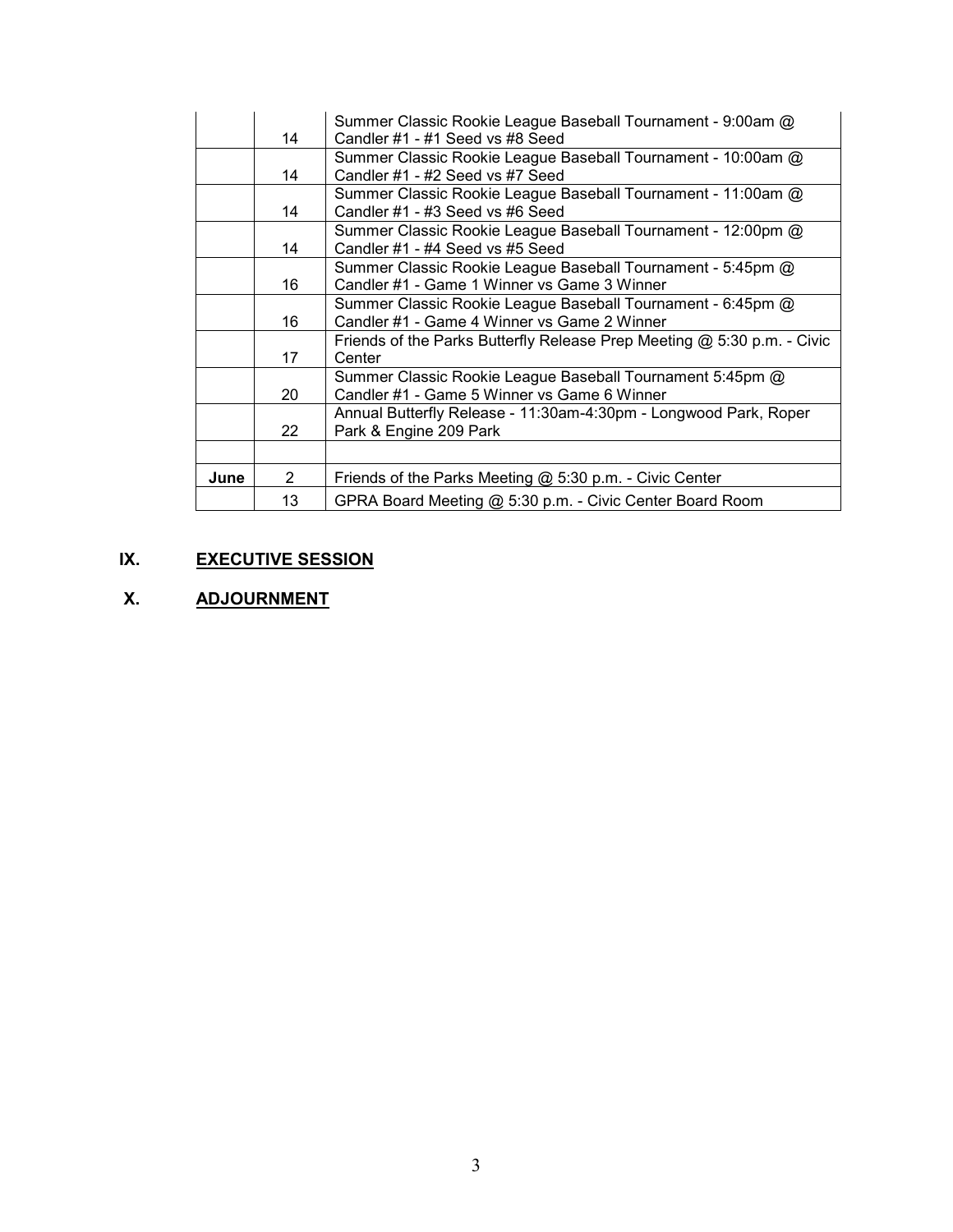| | | |
|---|---|---|
| | 14 | Summer Classic Rookie League Baseball Tournament - 9:00am @ Candler #1 - #1 Seed vs #8 Seed |
| | 14 | Summer Classic Rookie League Baseball Tournament - 10:00am @ Candler #1 - #2 Seed vs #7 Seed |
| | 14 | Summer Classic Rookie League Baseball Tournament - 11:00am @ Candler #1 - #3 Seed vs #6 Seed |
| | 14 | Summer Classic Rookie League Baseball Tournament - 12:00pm @ Candler #1 - #4 Seed vs #5 Seed |
| | 16 | Summer Classic Rookie League Baseball Tournament - 5:45pm @ Candler #1 - Game 1 Winner vs Game 3 Winner |
| | 16 | Summer Classic Rookie League Baseball Tournament - 6:45pm @ Candler #1 - Game 4 Winner vs Game 2 Winner |
| | 17 | Friends of the Parks Butterfly Release Prep Meeting @ 5:30 p.m. - Civic Center |
| | 20 | Summer Classic Rookie League Baseball Tournament 5:45pm @ Candler #1 - Game 5 Winner vs Game 6 Winner |
| | 22 | Annual Butterfly Release - 11:30am-4:30pm - Longwood Park, Roper Park & Engine 209 Park |
| | | |
| **June** | 2 | Friends of the Parks Meeting @ 5:30 p.m. - Civic Center |
| | 13 | GPRA Board Meeting @ 5:30 p.m. - Civic Center Board Room |

## IX. EXECUTIVE SESSION

## X. ADJOURNMENT